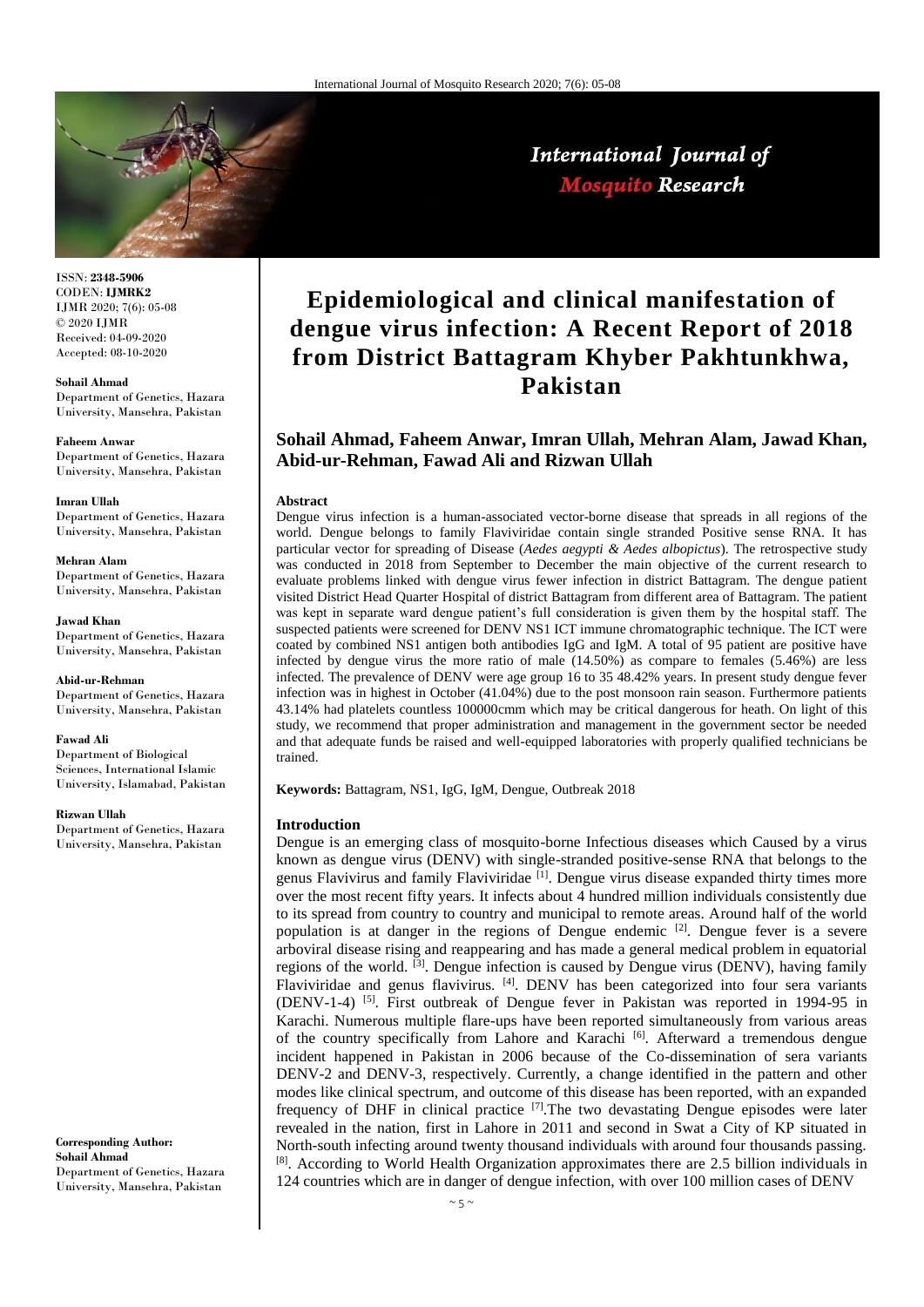ISSN: **2348-5906**
CODEN: **IJMRK2**
IJMR 2020; 7(6): 05-08
© 2020 IJMR
Received: 04-09-2020
Accepted: 08-10-2020

**Sohail Ahmad**
Department of Genetics, Hazara University, Mansehra, Pakistan

**Faheem Anwar**
Department of Genetics, Hazara University, Mansehra, Pakistan

**Imran Ullah**
Department of Genetics, Hazara University, Mansehra, Pakistan

**Mehran Alam**
Department of Genetics, Hazara University, Mansehra, Pakistan

**Jawad Khan**
Department of Genetics, Hazara University, Mansehra, Pakistan

**Abid-ur-Rehman**
Department of Genetics, Hazara University, Mansehra, Pakistan

**Fawad Ali**
Department of Biological Sciences, International Islamic University, Islamabad, Pakistan

**Rizwan Ullah**
Department of Genetics, Hazara University, Mansehra, Pakistan

**Corresponding Author:**
**Sohail Ahmad**
Department of Genetics, Hazara University, Mansehra, Pakistan

# Epidemiological and clinical manifestation of dengue virus infection: A Recent Report of 2018 from District Battagram Khyber Pakhtunkhwa, Pakistan

**Sohail Ahmad, Faheem Anwar, Imran Ullah, Mehran Alam, Jawad Khan, Abid-ur-Rehman, Fawad Ali and Rizwan Ullah**

### Abstract

Dengue virus infection is a human-associated vector-borne disease that spreads in all regions of the world. Dengue belongs to family Flaviviridae contain single stranded Positive sense RNA. It has particular vector for spreading of Disease (*Aedes aegypti & Aedes albopictus*). The retrospective study was conducted in 2018 from September to December the main objective of the current research to evaluate problems linked with dengue virus fewer infection in district Battagram. The dengue patient visited District Head Quarter Hospital of district Battagram from different area of Battagram. The patient was kept in separate ward dengue patient's full consideration is given them by the hospital staff. The suspected patients were screened for DENV NS1 ICT immune chromatographic technique. The ICT were coated by combined NS1 antigen both antibodies IgG and IgM. A total of 95 patient are positive have infected by dengue virus the more ratio of male (14.50%) as compare to females (5.46%) are less infected. The prevalence of DENV were age group 16 to 35 48.42% years. In present study dengue fever infection was in highest in October (41.04%) due to the post monsoon rain season. Furthermore patients 43.14% had platelets countless 100000cmm which may be critical dangerous for heath. On light of this study, we recommend that proper administration and management in the government sector be needed and that adequate funds be raised and well-equipped laboratories with properly qualified technicians be trained.

**Keywords:** Battagram, NS1, IgG, IgM, Dengue, Outbreak 2018

### Introduction

Dengue is an emerging class of mosquito-borne Infectious diseases which Caused by a virus known as dengue virus (DENV) with single-stranded positive-sense RNA that belongs to the genus Flavivirus and family Flaviviridae [1]. Dengue virus disease expanded thirty times more over the most recent fifty years. It infects about 4 hundred million individuals consistently due to its spread from country to country and municipal to remote areas. Around half of the world population is at danger in the regions of Dengue endemic [2]. Dengue fever is a severe arboviral disease rising and reappearing and has made a general medical problem in equatorial regions of the world. [3]. Dengue infection is caused by Dengue virus (DENV), having family Flaviviridae and genus flavivirus. [4]. DENV has been categorized into four sera variants (DENV-1-4) [5]. First outbreak of Dengue fever in Pakistan was reported in 1994-95 in Karachi. Numerous multiple flare-ups have been reported simultaneously from various areas of the country specifically from Lahore and Karachi [6]. Afterward a tremendous dengue incident happened in Pakistan in 2006 because of the Co-dissemination of sera variants DENV-2 and DENV-3, respectively. Currently, a change identified in the pattern and other modes like clinical spectrum, and outcome of this disease has been reported, with an expanded frequency of DHF in clinical practice [7].The two devastating Dengue episodes were later revealed in the nation, first in Lahore in 2011 and second in Swat a City of KP situated in North-south infecting around twenty thousand individuals with around four thousands passing. [8]. According to World Health Organization approximates there are 2.5 billion individuals in 124 countries which are in danger of dengue infection, with over 100 million cases of DENV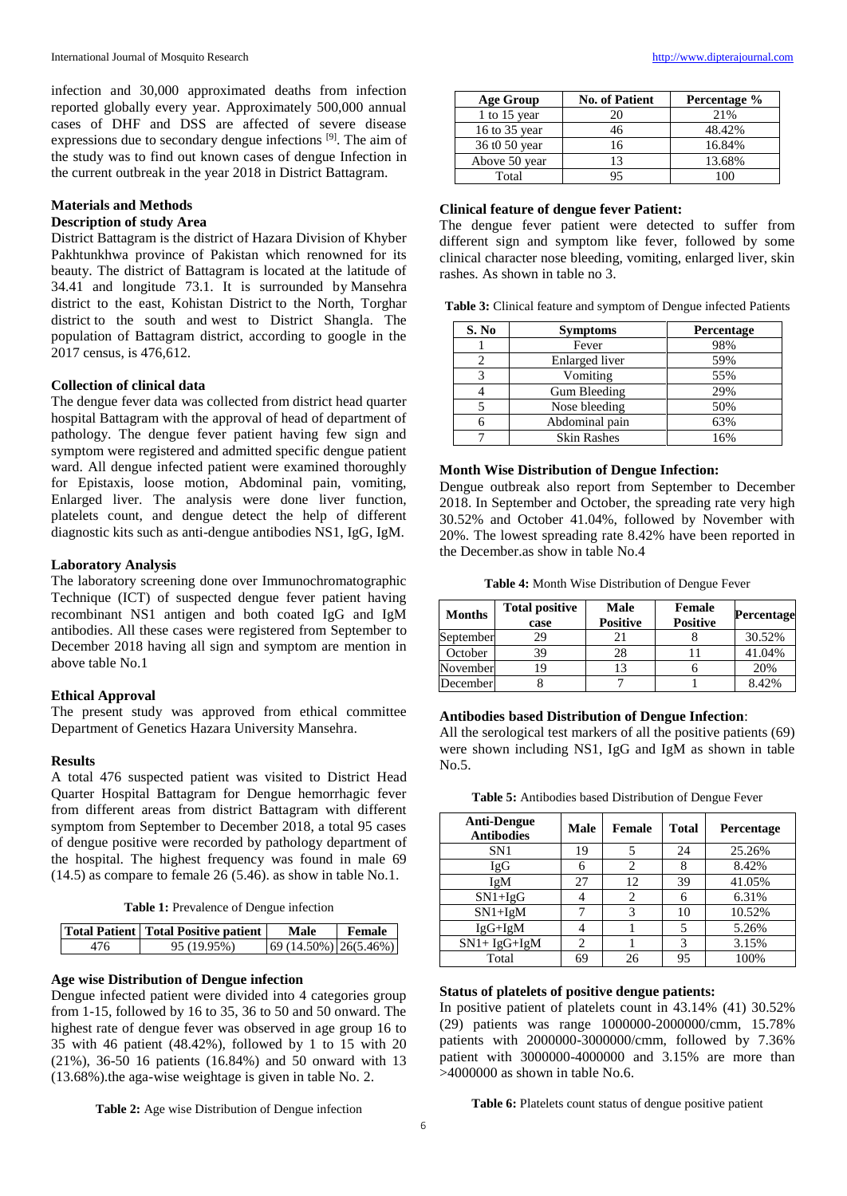infection and 30,000 approximated deaths from infection reported globally every year. Approximately 500,000 annual cases of DHF and DSS are affected of severe disease expressions due to secondary dengue infections [9]. The aim of the study was to find out known cases of dengue Infection in the current outbreak in the year 2018 in District Battagram.

## Materials and Methods

### Description of study Area

District Battagram is the district of Hazara Division of Khyber Pakhtunkhwa province of Pakistan which renowned for its beauty. The district of Battagram is located at the latitude of 34.41 and longitude 73.1. It is surrounded by Mansehra district to the east, Kohistan District to the North, Torghar district to the south and west to District Shangla. The population of Battagram district, according to google in the 2017 census, is 476,612.

### Collection of clinical data

The dengue fever data was collected from district head quarter hospital Battagram with the approval of head of department of pathology. The dengue fever patient having few sign and symptom were registered and admitted specific dengue patient ward. All dengue infected patient were examined thoroughly for Epistaxis, loose motion, Abdominal pain, vomiting, Enlarged liver. The analysis were done liver function, platelets count, and dengue detect the help of different diagnostic kits such as anti-dengue antibodies NS1, IgG, IgM.

### Laboratory Analysis

The laboratory screening done over Immunochromatographic Technique (ICT) of suspected dengue fever patient having recombinant NS1 antigen and both coated IgG and IgM antibodies. All these cases were registered from September to December 2018 having all sign and symptom are mention in above table No.1

### Ethical Approval

The present study was approved from ethical committee Department of Genetics Hazara University Mansehra.

## Results

A total 476 suspected patient was visited to District Head Quarter Hospital Battagram for Dengue hemorrhagic fever from different areas from district Battagram with different symptom from September to December 2018, a total 95 cases of dengue positive were recorded by pathology department of the hospital. The highest frequency was found in male 69 (14.5) as compare to female 26 (5.46). as show in table No.1.

**Table 1:** Prevalence of Dengue infection

| Total Patient | Total Positive patient | Male | Female |
|---|---|---|---|
| 476 | 95 (19.95%) | 69 (14.50%) | 26(5.46%) |

### Age wise Distribution of Dengue infection

Dengue infected patient were divided into 4 categories group from 1-15, followed by 16 to 35, 36 to 50 and 50 onward. The highest rate of dengue fever was observed in age group 16 to 35 with 46 patient (48.42%), followed by 1 to 15 with 20 (21%), 36-50 16 patients (16.84%) and 50 onward with 13 (13.68%).the aga-wise weightage is given in table No. 2.

**Table 2:** Age wise Distribution of Dengue infection

| Age Group | No. of Patient | Percentage % |
|---|---|---|
| 1 to 15 year | 20 | 21% |
| 16 to 35 year | 46 | 48.42% |
| 36 t0 50 year | 16 | 16.84% |
| Above 50 year | 13 | 13.68% |
| Total | 95 | 100 |

### Clinical feature of dengue fever Patient:

The dengue fever patient were detected to suffer from different sign and symptom like fever, followed by some clinical character nose bleeding, vomiting, enlarged liver, skin rashes. As shown in table no 3.

**Table 3:** Clinical feature and symptom of Dengue infected Patients

| S. No | Symptoms | Percentage |
|---|---|---|
| 1 | Fever | 98% |
| 2 | Enlarged liver | 59% |
| 3 | Vomiting | 55% |
| 4 | Gum Bleeding | 29% |
| 5 | Nose bleeding | 50% |
| 6 | Abdominal pain | 63% |
| 7 | Skin Rashes | 16% |

### Month Wise Distribution of Dengue Infection:

Dengue outbreak also report from September to December 2018. In September and October, the spreading rate very high 30.52% and October 41.04%, followed by November with 20%. The lowest spreading rate 8.42% have been reported in the December.as show in table No.4

**Table 4:** Month Wise Distribution of Dengue Fever

| Months | Total positive case | Male Positive | Female Positive | Percentage |
|---|---|---|---|---|
| September | 29 | 21 | 8 | 30.52% |
| October | 39 | 28 | 11 | 41.04% |
| November | 19 | 13 | 6 | 20% |
| December | 8 | 7 | 1 | 8.42% |

### Antibodies based Distribution of Dengue Infection:

All the serological test markers of all the positive patients (69) were shown including NS1, IgG and IgM as shown in table No.5.

**Table 5:** Antibodies based Distribution of Dengue Fever

| Anti-Dengue Antibodies | Male | Female | Total | Percentage |
|---|---|---|---|---|
| SN1 | 19 | 5 | 24 | 25.26% |
| IgG | 6 | 2 | 8 | 8.42% |
| IgM | 27 | 12 | 39 | 41.05% |
| SN1+IgG | 4 | 2 | 6 | 6.31% |
| SN1+IgM | 7 | 3 | 10 | 10.52% |
| IgG+IgM | 4 | 1 | 5 | 5.26% |
| SN1+ IgG+IgM | 2 | 1 | 3 | 3.15% |
| Total | 69 | 26 | 95 | 100% |

### Status of platelets of positive dengue patients:

In positive patient of platelets count in 43.14% (41) 30.52% (29) patients was range 1000000-2000000/cmm, 15.78% patients with 2000000-3000000/cmm, followed by 7.36% patient with 3000000-4000000 and 3.15% are more than >4000000 as shown in table No.6.

**Table 6:** Platelets count status of dengue positive patient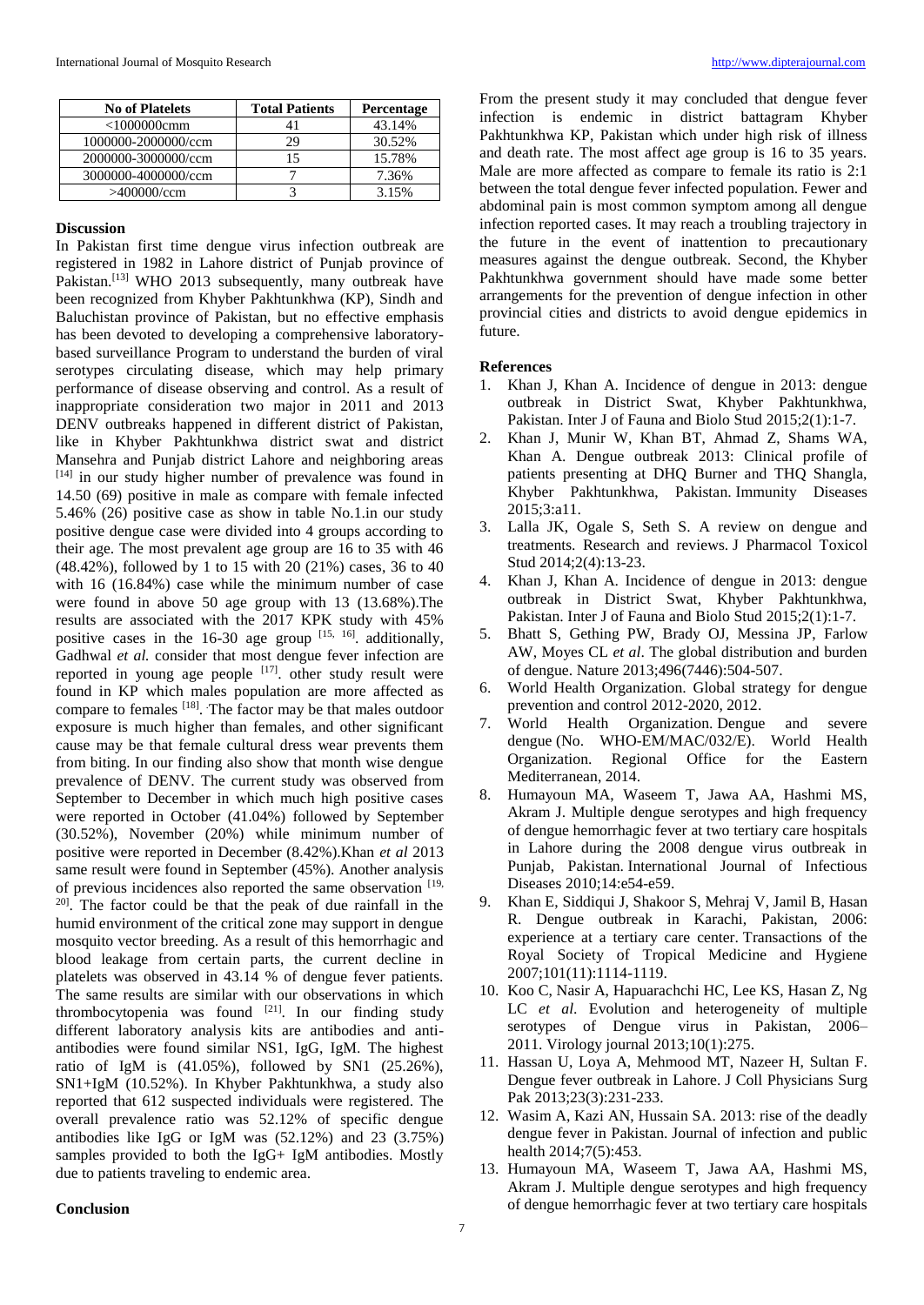| No of Platelets | Total Patients | Percentage |
| --- | --- | --- |
| <1000000cmm | 41 | 43.14% |
| 1000000-2000000/ccm | 29 | 30.52% |
| 2000000-3000000/ccm | 15 | 15.78% |
| 3000000-4000000/ccm | 7 | 7.36% |
| >400000/ccm | 3 | 3.15% |

## Discussion

In Pakistan first time dengue virus infection outbreak are registered in 1982 in Lahore district of Punjab province of Pakistan.[13] WHO 2013 subsequently, many outbreak have been recognized from Khyber Pakhtunkhwa (KP), Sindh and Baluchistan province of Pakistan, but no effective emphasis has been devoted to developing a comprehensive laboratory-based surveillance Program to understand the burden of viral serotypes circulating disease, which may help primary performance of disease observing and control. As a result of inappropriate consideration two major in 2011 and 2013 DENV outbreaks happened in different district of Pakistan, like in Khyber Pakhtunkhwa district swat and district Mansehra and Punjab district Lahore and neighboring areas [14] in our study higher number of prevalence was found in 14.50 (69) positive in male as compare with female infected 5.46% (26) positive case as show in table No.1.in our study positive dengue case were divided into 4 groups according to their age. The most prevalent age group are 16 to 35 with 46 (48.42%), followed by 1 to 15 with 20 (21%) cases, 36 to 40 with 16 (16.84%) case while the minimum number of case were found in above 50 age group with 13 (13.68%).The results are associated with the 2017 KPK study with 45% positive cases in the 16-30 age group [15, 16]. additionally, Gadhwal *et al.* consider that most dengue fever infection are reported in young age people [17]. other study result were found in KP which males population are more affected as compare to females [18]. The factor may be that males outdoor exposure is much higher than females, and other significant cause may be that female cultural dress wear prevents them from biting. In our finding also show that month wise dengue prevalence of DENV. The current study was observed from September to December in which much high positive cases were reported in October (41.04%) followed by September (30.52%), November (20%) while minimum number of positive were reported in December (8.42%).Khan *et al* 2013 same result were found in September (45%). Another analysis of previous incidences also reported the same observation [19, 20]. The factor could be that the peak of due rainfall in the humid environment of the critical zone may support in dengue mosquito vector breeding. As a result of this hemorrhagic and blood leakage from certain parts, the current decline in platelets was observed in 43.14 % of dengue fever patients. The same results are similar with our observations in which thrombocytopenia was found [21]. In our finding study different laboratory analysis kits are antibodies and anti-antibodies were found similar NS1, IgG, IgM. The highest ratio of IgM is (41.05%), followed by SN1 (25.26%), SN1+IgM (10.52%). In Khyber Pakhtunkhwa, a study also reported that 612 suspected individuals were registered. The overall prevalence ratio was 52.12% of specific dengue antibodies like IgG or IgM was (52.12%) and 23 (3.75%) samples provided to both the IgG+ IgM antibodies. Mostly due to patients traveling to endemic area.

## Conclusion

From the present study it may concluded that dengue fever infection is endemic in district battagram Khyber Pakhtunkhwa KP, Pakistan which under high risk of illness and death rate. The most affect age group is 16 to 35 years. Male are more affected as compare to female its ratio is 2:1 between the total dengue fever infected population. Fewer and abdominal pain is most common symptom among all dengue infection reported cases. It may reach a troubling trajectory in the future in the event of inattention to precautionary measures against the dengue outbreak. Second, the Khyber Pakhtunkhwa government should have made some better arrangements for the prevention of dengue infection in other provincial cities and districts to avoid dengue epidemics in future.

## References

1. Khan J, Khan A. Incidence of dengue in 2013: dengue outbreak in District Swat, Khyber Pakhtunkhwa, Pakistan. Inter J of Fauna and Biolo Stud 2015;2(1):1-7.
2. Khan J, Munir W, Khan BT, Ahmad Z, Shams WA, Khan A. Dengue outbreak 2013: Clinical profile of patients presenting at DHQ Burner and THQ Shangla, Khyber Pakhtunkhwa, Pakistan. Immunity Diseases 2015;3:a11.
3. Lalla JK, Ogale S, Seth S. A review on dengue and treatments. Research and reviews. J Pharmacol Toxicol Stud 2014;2(4):13-23.
4. Khan J, Khan A. Incidence of dengue in 2013: dengue outbreak in District Swat, Khyber Pakhtunkhwa, Pakistan. Inter J of Fauna and Biolo Stud 2015;2(1):1-7.
5. Bhatt S, Gething PW, Brady OJ, Messina JP, Farlow AW, Moyes CL *et al*. The global distribution and burden of dengue. Nature 2013;496(7446):504-507.
6. World Health Organization. Global strategy for dengue prevention and control 2012-2020, 2012.
7. World Health Organization. Dengue and severe dengue (No. WHO-EM/MAC/032/E). World Health Organization. Regional Office for the Eastern Mediterranean, 2014.
8. Humayoun MA, Waseem T, Jawa AA, Hashmi MS, Akram J. Multiple dengue serotypes and high frequency of dengue hemorrhagic fever at two tertiary care hospitals in Lahore during the 2008 dengue virus outbreak in Punjab, Pakistan. International Journal of Infectious Diseases 2010;14:e54-e59.
9. Khan E, Siddiqui J, Shakoor S, Mehraj V, Jamil B, Hasan R. Dengue outbreak in Karachi, Pakistan, 2006: experience at a tertiary care center. Transactions of the Royal Society of Tropical Medicine and Hygiene 2007;101(11):1114-1119.
10. Koo C, Nasir A, Hapuarachchi HC, Lee KS, Hasan Z, Ng LC *et al*. Evolution and heterogeneity of multiple serotypes of Dengue virus in Pakistan, 2006–2011. Virology journal 2013;10(1):275.
11. Hassan U, Loya A, Mehmood MT, Nazeer H, Sultan F. Dengue fever outbreak in Lahore. J Coll Physicians Surg Pak 2013;23(3):231-233.
12. Wasim A, Kazi AN, Hussain SA. 2013: rise of the deadly dengue fever in Pakistan. Journal of infection and public health 2014;7(5):453.
13. Humayoun MA, Waseem T, Jawa AA, Hashmi MS, Akram J. Multiple dengue serotypes and high frequency of dengue hemorrhagic fever at two tertiary care hospitals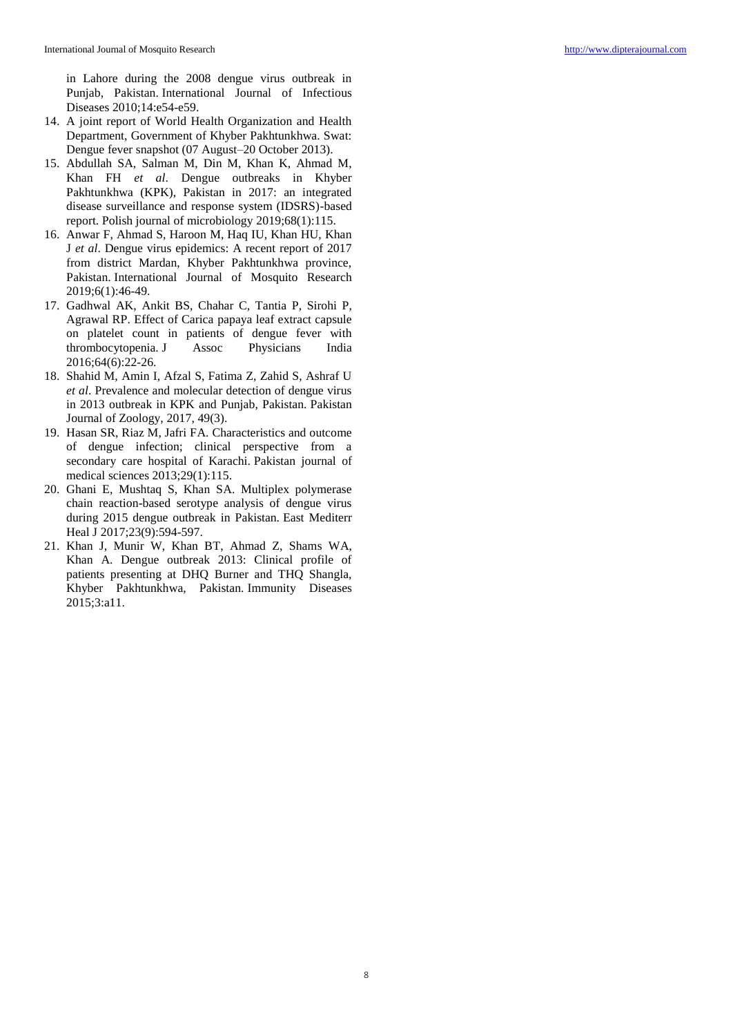in Lahore during the 2008 dengue virus outbreak in Punjab, Pakistan. International Journal of Infectious Diseases 2010;14:e54-e59.

14. A joint report of World Health Organization and Health Department, Government of Khyber Pakhtunkhwa. Swat: Dengue fever snapshot (07 August–20 October 2013).
15. Abdullah SA, Salman M, Din M, Khan K, Ahmad M, Khan FH *et al*. Dengue outbreaks in Khyber Pakhtunkhwa (KPK), Pakistan in 2017: an integrated disease surveillance and response system (IDSRS)-based report. Polish journal of microbiology 2019;68(1):115.
16. Anwar F, Ahmad S, Haroon M, Haq IU, Khan HU, Khan J *et al*. Dengue virus epidemics: A recent report of 2017 from district Mardan, Khyber Pakhtunkhwa province, Pakistan. International Journal of Mosquito Research 2019;6(1):46-49.
17. Gadhwal AK, Ankit BS, Chahar C, Tantia P, Sirohi P, Agrawal RP. Effect of Carica papaya leaf extract capsule on platelet count in patients of dengue fever with thrombocytopenia. J Assoc Physicians India 2016;64(6):22-26.
18. Shahid M, Amin I, Afzal S, Fatima Z, Zahid S, Ashraf U *et al*. Prevalence and molecular detection of dengue virus in 2013 outbreak in KPK and Punjab, Pakistan. Pakistan Journal of Zoology, 2017, 49(3).
19. Hasan SR, Riaz M, Jafri FA. Characteristics and outcome of dengue infection; clinical perspective from a secondary care hospital of Karachi. Pakistan journal of medical sciences 2013;29(1):115.
20. Ghani E, Mushtaq S, Khan SA. Multiplex polymerase chain reaction-based serotype analysis of dengue virus during 2015 dengue outbreak in Pakistan. East Mediterr Heal J 2017;23(9):594-597.
21. Khan J, Munir W, Khan BT, Ahmad Z, Shams WA, Khan A. Dengue outbreak 2013: Clinical profile of patients presenting at DHQ Burner and THQ Shangla, Khyber Pakhtunkhwa, Pakistan. Immunity Diseases 2015;3:a11.